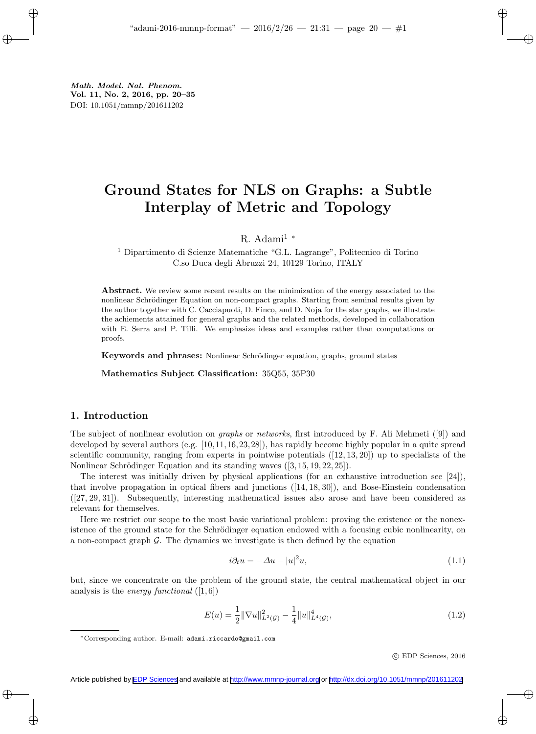*Math. Model. Nat. Phenom.*
**Vol. 11, No. 2, 2016, pp. 20–35**
DOI: 10.1051/mmnp/201611202

# Ground States for NLS on Graphs: a Subtle Interplay of Metric and Topology

R. Adami[1] *

[1] Dipartimento di Scienze Matematiche "G.L. Lagrange", Politecnico di Torino
C.so Duca degli Abruzzi 24, 10129 Torino, ITALY

**Abstract.** We review some recent results on the minimization of the energy associated to the nonlinear Schrödinger Equation on non-compact graphs. Starting from seminal results given by the author together with C. Cacciapuoti, D. Finco, and D. Noja for the star graphs, we illustrate the achiements attained for general graphs and the related methods, developed in collaboration with E. Serra and P. Tilli. We emphasize ideas and examples rather than computations or proofs.

**Keywords and phrases:** Nonlinear Schrödinger equation, graphs, ground states

**Mathematics Subject Classification:** 35Q55, 35P30

## 1. Introduction

The subject of nonlinear evolution on *graphs* or *networks*, first introduced by F. Ali Mehmeti ([9]) and developed by several authors (e.g. [10, 11, 16, 23, 28]), has rapidly become highly popular in a quite spread scientific community, ranging from experts in pointwise potentials ([12, 13, 20]) up to specialists of the Nonlinear Schrödinger Equation and its standing waves ([3, 15, 19, 22, 25]).

The interest was initially driven by physical applications (for an exhaustive introduction see [24]), that involve propagation in optical fibers and junctions ([14, 18, 30]), and Bose-Einstein condensation ([27, 29, 31]). Subsequently, interesting mathematical issues also arose and have been considered as relevant for themselves.

Here we restrict our scope to the most basic variational problem: proving the existence or the nonexistence of the ground state for the Schrödinger equation endowed with a focusing cubic nonlinearity, on a non-compact graph $\mathcal{G}$. The dynamics we investigate is then defined by the equation

$$i\partial_t u = -\Delta u - |u|^2 u, \tag{1.1}$$

but, since we concentrate on the problem of the ground state, the central mathematical object in our analysis is the *energy functional* ([1, 6])

$$E(u) = \frac{1}{2}\|\nabla u\|^2_{L^2(\mathcal{G})} - \frac{1}{4}\|u\|^4_{L^4(\mathcal{G})}, \tag{1.2}$$

*Corresponding author. E-mail: adami.riccardo@gmail.com

© EDP Sciences, 2016

Article published by EDP Sciences and available at http://www.mmnp-journal.org or http://dx.doi.org/10.1051/mmnp/201611202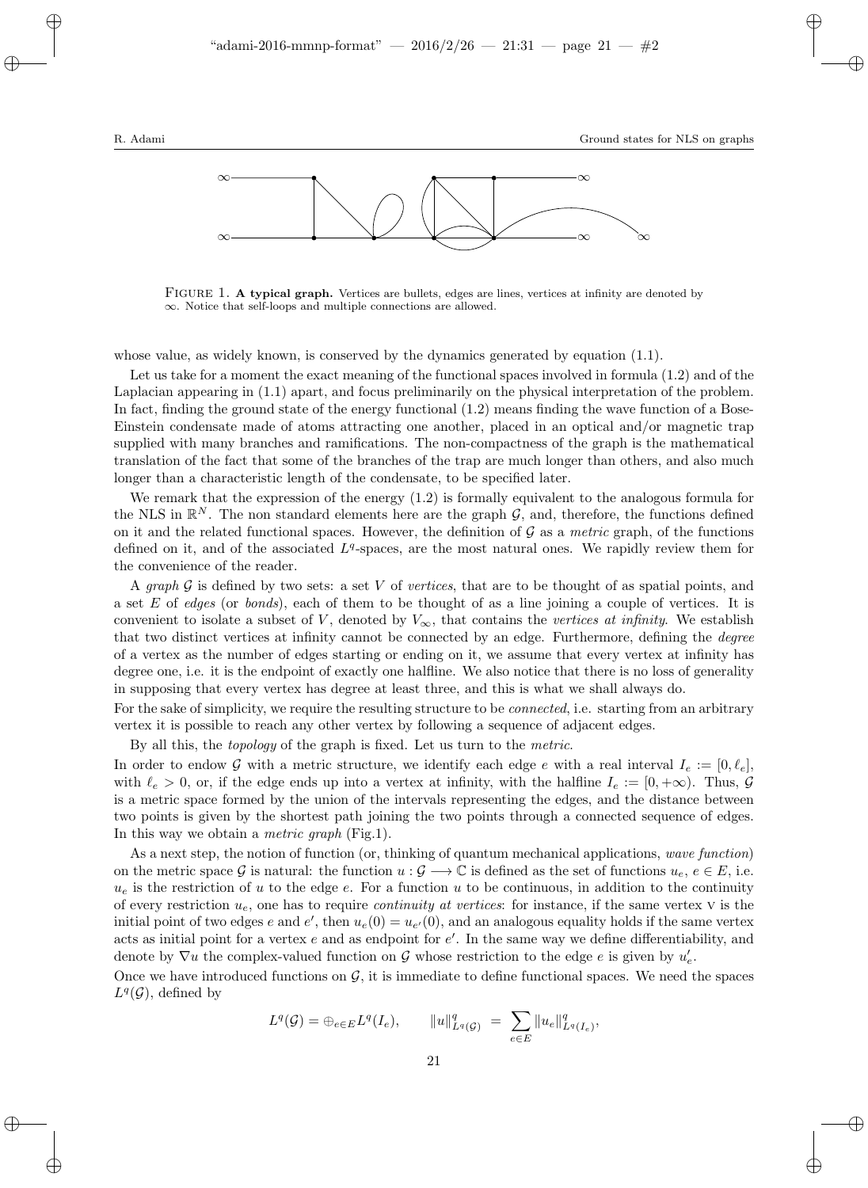FIGURE 1. **A typical graph.** Vertices are bullets, edges are lines, vertices at infinity are denoted by $\infty$. Notice that self-loops and multiple connections are allowed.

whose value, as widely known, is conserved by the dynamics generated by equation (1.1).

Let us take for a moment the exact meaning of the functional spaces involved in formula (1.2) and of the Laplacian appearing in (1.1) apart, and focus preliminarily on the physical interpretation of the problem. In fact, finding the ground state of the energy functional (1.2) means finding the wave function of a Bose-Einstein condensate made of atoms attracting one another, placed in an optical and/or magnetic trap supplied with many branches and ramifications. The non-compactness of the graph is the mathematical translation of the fact that some of the branches of the trap are much longer than others, and also much longer than a characteristic length of the condensate, to be specified later.

We remark that the expression of the energy (1.2) is formally equivalent to the analogous formula for the NLS in $\mathbb{R}^N$. The non standard elements here are the graph $\mathcal{G}$, and, therefore, the functions defined on it and the related functional spaces. However, the definition of $\mathcal{G}$ as a *metric* graph, of the functions defined on it, and of the associated $L^q$-spaces, are the most natural ones. We rapidly review them for the convenience of the reader.

A *graph* $\mathcal{G}$ is defined by two sets: a set $V$ of *vertices*, that are to be thought of as spatial points, and a set $E$ of *edges* (or *bonds*), each of them to be thought of as a line joining a couple of vertices. It is convenient to isolate a subset of $V$, denoted by $V_\infty$, that contains the *vertices at infinity*. We establish that two distinct vertices at infinity cannot be connected by an edge. Furthermore, defining the *degree* of a vertex as the number of edges starting or ending on it, we assume that every vertex at infinity has degree one, i.e. it is the endpoint of exactly one halfline. We also notice that there is no loss of generality in supposing that every vertex has degree at least three, and this is what we shall always do.

For the sake of simplicity, we require the resulting structure to be *connected*, i.e. starting from an arbitrary vertex it is possible to reach any other vertex by following a sequence of adjacent edges.

By all this, the *topology* of the graph is fixed. Let us turn to the *metric*.

In order to endow $\mathcal{G}$ with a metric structure, we identify each edge $e$ with a real interval $I_e := [0, \ell_e]$, with $\ell_e > 0$, or, if the edge ends up into a vertex at infinity, with the halfline $I_e := [0, +\infty)$. Thus, $\mathcal{G}$ is a metric space formed by the union of the intervals representing the edges, and the distance between two points is given by the shortest path joining the two points through a connected sequence of edges. In this way we obtain a *metric graph* (Fig.1).

As a next step, the notion of function (or, thinking of quantum mechanical applications, *wave function*) on the metric space $\mathcal{G}$ is natural: the function $u : \mathcal{G} \longrightarrow \mathbb{C}$ is defined as the set of functions $u_e$, $e \in E$, i.e. $u_e$ is the restriction of $u$ to the edge $e$. For a function $u$ to be continuous, in addition to the continuity of every restriction $u_e$, one has to require *continuity at vertices*: for instance, if the same vertex $\mathrm{v}$ is the initial point of two edges $e$ and $e'$, then $u_e(0) = u_{e'}(0)$, and an analogous equality holds if the same vertex acts as initial point for a vertex $e$ and as endpoint for $e'$. In the same way we define differentiability, and denote by $\nabla u$ the complex-valued function on $\mathcal{G}$ whose restriction to the edge $e$ is given by $u_e'$.

Once we have introduced functions on $\mathcal{G}$, it is immediate to define functional spaces. We need the spaces $L^q(\mathcal{G})$, defined by

$$L^q(\mathcal{G}) = \oplus_{e \in E} L^q(I_e), \qquad \|u\|^q_{L^q(\mathcal{G})} \;=\; \sum_{e \in E} \|u_e\|^q_{L^q(I_e)},$$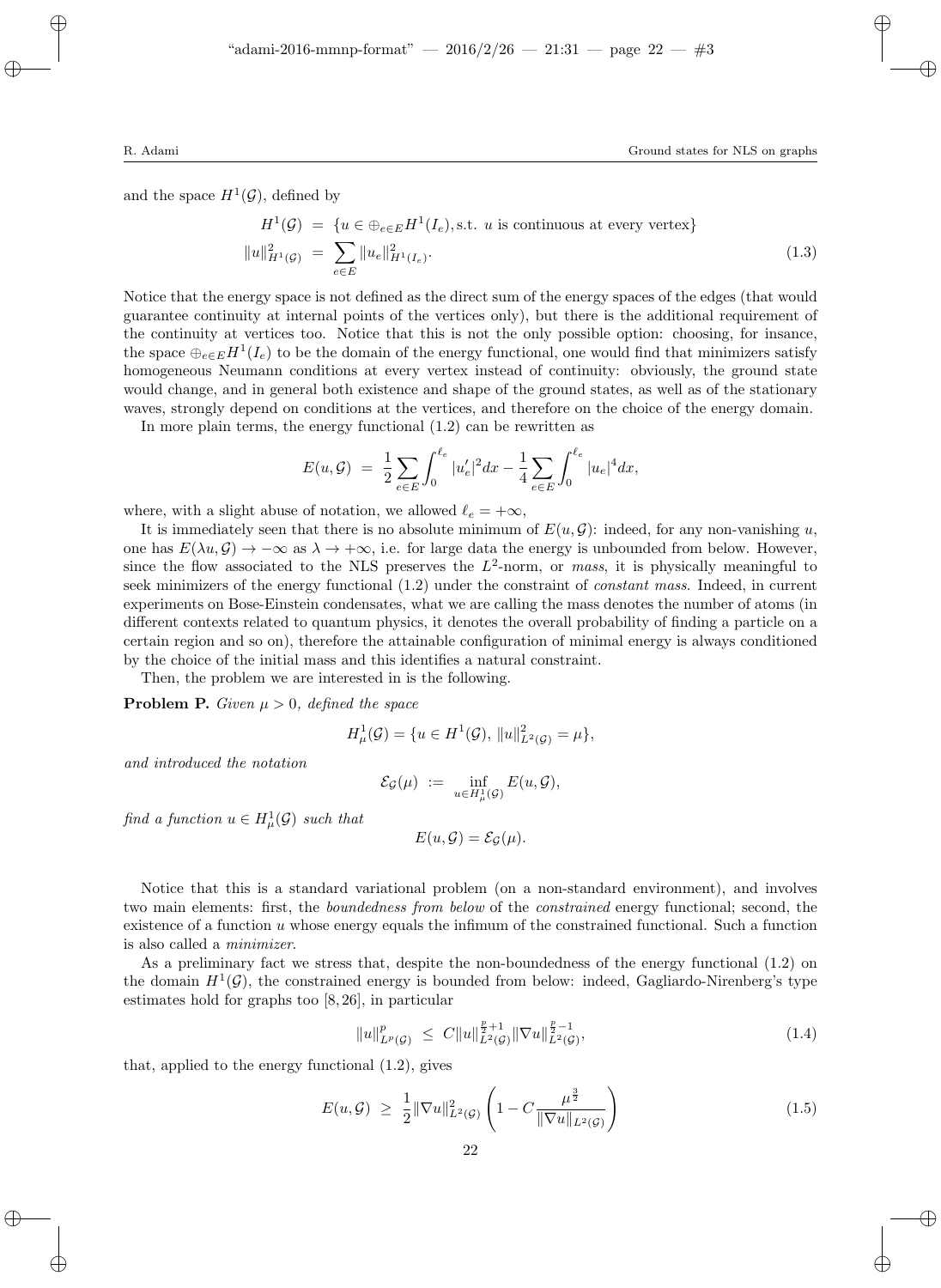and the space $H^1(\mathcal{G})$, defined by

$$
\begin{aligned}
H^1(\mathcal{G}) &= \{u \in \oplus_{e \in E} H^1(I_e), \text{s.t. } u \text{ is continuous at every vertex}\} \\
\|u\|^2_{H^1(\mathcal{G})} &= \sum_{e \in E} \|u_e\|^2_{H^1(I_e)}.
\end{aligned} \tag{1.3}
$$

Notice that the energy space is not defined as the direct sum of the energy spaces of the edges (that would guarantee continuity at internal points of the vertices only), but there is the additional requirement of the continuity at vertices too. Notice that this is not the only possible option: choosing, for insance, the space $\oplus_{e \in E} H^1(I_e)$ to be the domain of the energy functional, one would find that minimizers satisfy homogeneous Neumann conditions at every vertex instead of continuity: obviously, the ground state would change, and in general both existence and shape of the ground states, as well as of the stationary waves, strongly depend on conditions at the vertices, and therefore on the choice of the energy domain.

In more plain terms, the energy functional (1.2) can be rewritten as

$$
E(u, \mathcal{G}) = \frac{1}{2} \sum_{e \in E} \int_0^{\ell_e} |u_e'|^2 dx - \frac{1}{4} \sum_{e \in E} \int_0^{\ell_e} |u_e|^4 dx,
$$

where, with a slight abuse of notation, we allowed $\ell_e = +\infty$,

It is immediately seen that there is no absolute minimum of $E(u, \mathcal{G})$: indeed, for any non-vanishing $u$, one has $E(\lambda u, \mathcal{G}) \to -\infty$ as $\lambda \to +\infty$, i.e. for large data the energy is unbounded from below. However, since the flow associated to the NLS preserves the $L^2$-norm, or *mass*, it is physically meaningful to seek minimizers of the energy functional (1.2) under the constraint of *constant mass*. Indeed, in current experiments on Bose-Einstein condensates, what we are calling the mass denotes the number of atoms (in different contexts related to quantum physics, it denotes the overall probability of finding a particle on a certain region and so on), therefore the attainable configuration of minimal energy is always conditioned by the choice of the initial mass and this identifies a natural constraint.

Then, the problem we are interested in is the following.

**Problem P.** *Given $\mu > 0$, defined the space*

$$
H^1_\mu(\mathcal{G}) = \{u \in H^1(\mathcal{G}),\ \|u\|^2_{L^2(\mathcal{G})} = \mu\},
$$

*and introduced the notation*

$$
\mathcal{E}_{\mathcal{G}}(\mu) := \inf_{u \in H^1_\mu(\mathcal{G})} E(u, \mathcal{G}),
$$

*find a function $u \in H^1_\mu(\mathcal{G})$ such that*

$$
E(u, \mathcal{G}) = \mathcal{E}_{\mathcal{G}}(\mu).
$$

Notice that this is a standard variational problem (on a non-standard environment), and involves two main elements: first, the *boundedness from below* of the *constrained* energy functional; second, the existence of a function $u$ whose energy equals the infimum of the constrained functional. Such a function is also called a *minimizer*.

As a preliminary fact we stress that, despite the non-boundedness of the energy functional (1.2) on the domain $H^1(\mathcal{G})$, the constrained energy is bounded from below: indeed, Gagliardo-Nirenberg's type estimates hold for graphs too [8, 26], in particular

$$
\|u\|^p_{L^p(\mathcal{G})} \leq C \|u\|^{\frac{p}{2}+1}_{L^2(\mathcal{G})} \|\nabla u\|^{\frac{p}{2}-1}_{L^2(\mathcal{G})}, \tag{1.4}
$$

that, applied to the energy functional (1.2), gives

$$
E(u, \mathcal{G}) \geq \frac{1}{2} \|\nabla u\|^2_{L^2(\mathcal{G})} \left( 1 - C \frac{\mu^{\frac{3}{2}}}{\|\nabla u\|_{L^2(\mathcal{G})}} \right) \tag{1.5}
$$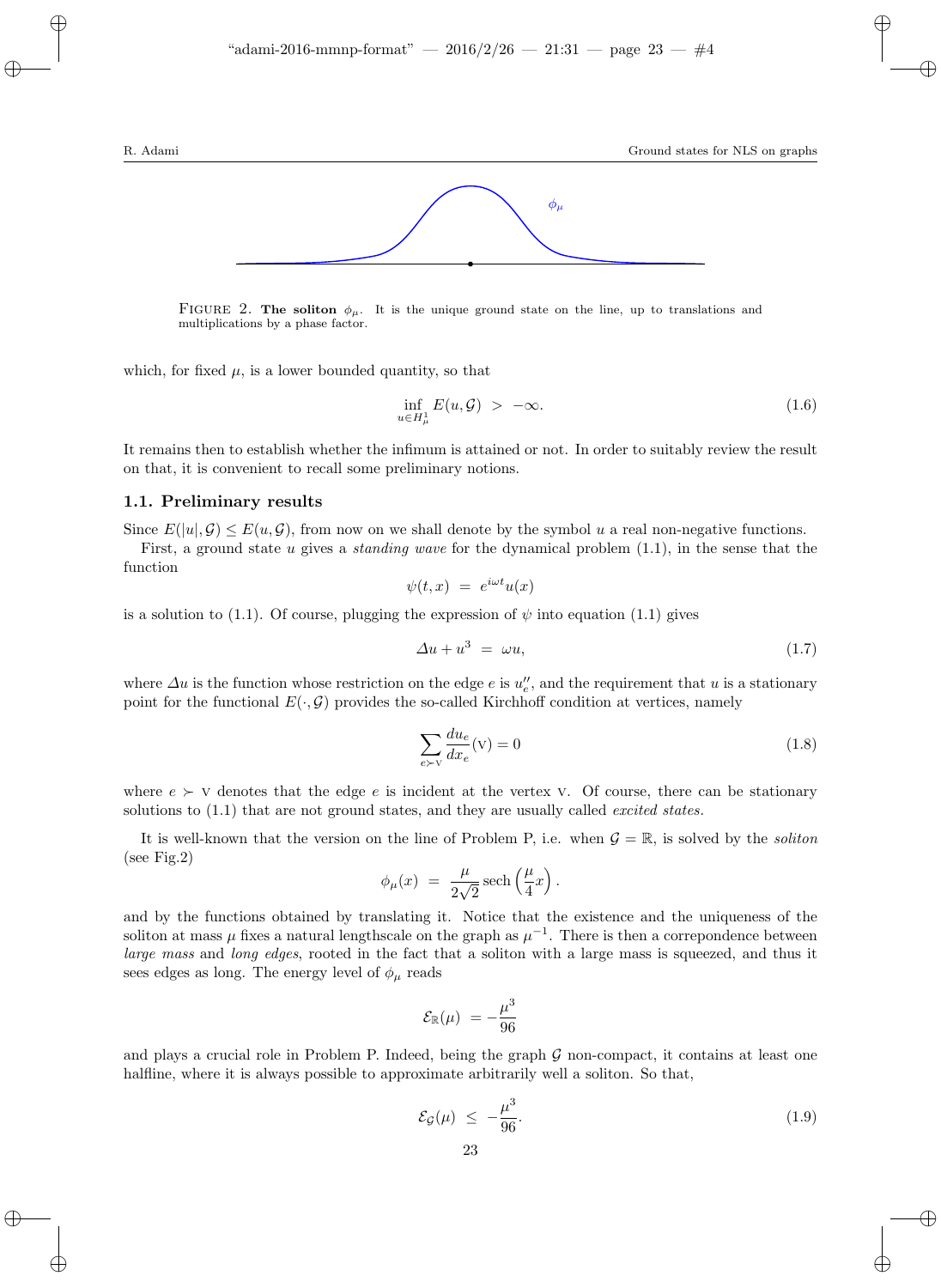FIGURE 2. **The soliton** $\phi_\mu$. It is the unique ground state on the line, up to translations and multiplications by a phase factor.

which, for fixed $\mu$, is a lower bounded quantity, so that

$$\inf_{u \in H^1_\mu} E(u, \mathcal{G}) \; > \; -\infty. \tag{1.6}$$

It remains then to establish whether the infimum is attained or not. In order to suitably review the result on that, it is convenient to recall some preliminary notions.

### 1.1. Preliminary results

Since $E(|u|, \mathcal{G}) \leq E(u, \mathcal{G})$, from now on we shall denote by the symbol $u$ a real non-negative functions.

First, a ground state $u$ gives a *standing wave* for the dynamical problem (1.1), in the sense that the function

$$\psi(t,x) \; = \; e^{i\omega t} u(x)$$

is a solution to (1.1). Of course, plugging the expression of $\psi$ into equation (1.1) gives

$$\Delta u + u^3 \; = \; \omega u, \tag{1.7}$$

where $\Delta u$ is the function whose restriction on the edge $e$ is $u_e''$, and the requirement that $u$ is a stationary point for the functional $E(\cdot, \mathcal{G})$ provides the so-called Kirchhoff condition at vertices, namely

$$\sum_{e \succ \mathrm{v}} \frac{du_e}{dx_e}(\mathrm{v}) = 0 \tag{1.8}$$

where $e \succ \mathrm{v}$ denotes that the edge $e$ is incident at the vertex $\mathrm{v}$. Of course, there can be stationary solutions to (1.1) that are not ground states, and they are usually called *excited states*.

It is well-known that the version on the line of Problem P, i.e. when $\mathcal{G} = \mathbb{R}$, is solved by the *soliton* (see Fig.2)

$$\phi_\mu(x) \; = \; \frac{\mu}{2\sqrt{2}} \operatorname{sech}\left(\frac{\mu}{4} x\right).$$

and by the functions obtained by translating it. Notice that the existence and the uniqueness of the soliton at mass $\mu$ fixes a natural lengthscale on the graph as $\mu^{-1}$. There is then a correpondence between *large mass* and *long edges*, rooted in the fact that a soliton with a large mass is squeezed, and thus it sees edges as long. The energy level of $\phi_\mu$ reads

$$\mathcal{E}_{\mathbb{R}}(\mu) \; = -\frac{\mu^3}{96}$$

and plays a crucial role in Problem P. Indeed, being the graph $\mathcal{G}$ non-compact, it contains at least one halfline, where it is always possible to approximate arbitrarily well a soliton. So that,

$$\mathcal{E}_{\mathcal{G}}(\mu) \; \leq \; -\frac{\mu^3}{96}. \tag{1.9}$$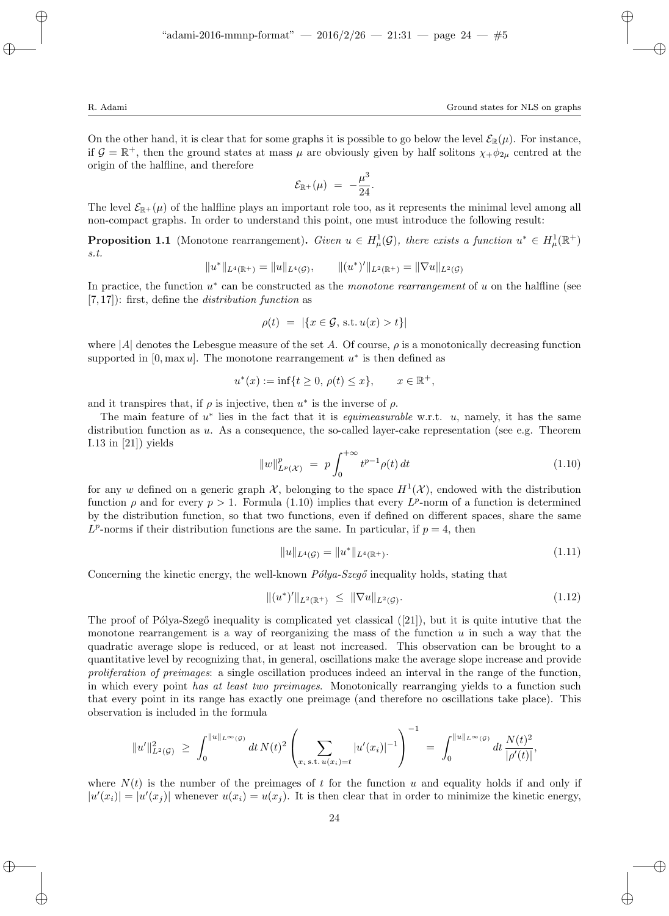On the other hand, it is clear that for some graphs it is possible to go below the level $\mathcal{E}_{\mathbb{R}}(\mu)$. For instance, if $\mathcal{G} = \mathbb{R}^+$, then the ground states at mass $\mu$ are obviously given by half solitons $\chi_+\phi_{2\mu}$ centred at the origin of the halfline, and therefore

$$\mathcal{E}_{\mathbb{R}^+}(\mu) \ = \ -\frac{\mu^3}{24}.$$

The level $\mathcal{E}_{\mathbb{R}^+}(\mu)$ of the halfline plays an important role too, as it represents the minimal level among all non-compact graphs. In order to understand this point, one must introduce the following result:

**Proposition 1.1** (Monotone rearrangement)**.** *Given $u \in H^1_\mu(\mathcal{G})$, there exists a function $u^* \in H^1_\mu(\mathbb{R}^+)$ s.t.*

$$\|u^*\|_{L^4(\mathbb{R}^+)} = \|u\|_{L^4(\mathcal{G})}, \qquad \|(u^*)'\|_{L^2(\mathbb{R}^+)} = \|\nabla u\|_{L^2(\mathcal{G})}$$

In practice, the function $u^*$ can be constructed as the *monotone rearrangement* of $u$ on the halfline (see [7, 17]): first, define the *distribution function* as

$$\rho(t) \ = \ |\{x \in \mathcal{G}, \, \text{s.t.}\, u(x) > t\}|$$

where $|A|$ denotes the Lebesgue measure of the set $A$. Of course, $\rho$ is a monotonically decreasing function supported in $[0, \max u]$. The monotone rearrangement $u^*$ is then defined as

$$u^*(x) := \inf\{t \geq 0, \ \rho(t) \leq x\}, \qquad x \in \mathbb{R}^+,$$

and it transpires that, if $\rho$ is injective, then $u^*$ is the inverse of $\rho$.

The main feature of $u^*$ lies in the fact that it is *equimeasurable* w.r.t. $u$, namely, it has the same distribution function as $u$. As a consequence, the so-called layer-cake representation (see e.g. Theorem I.13 in [21]) yields

$$\|w\|^p_{L^p(\mathcal{X})} \ = \ p \int_0^{+\infty} t^{p-1} \rho(t) \, dt \tag{1.10}$$

for any $w$ defined on a generic graph $\mathcal{X}$, belonging to the space $H^1(\mathcal{X})$, endowed with the distribution function $\rho$ and for every $p > 1$. Formula (1.10) implies that every $L^p$-norm of a function is determined by the distribution function, so that two functions, even if defined on different spaces, share the same $L^p$-norms if their distribution functions are the same. In particular, if $p = 4$, then

$$\|u\|_{L^4(\mathcal{G})} = \|u^*\|_{L^4(\mathbb{R}^+)}. \tag{1.11}$$

Concerning the kinetic energy, the well-known *Pólya-Szegő* inequality holds, stating that

$$\|(u^*)'\|_{L^2(\mathbb{R}^+)} \ \leq \ \|\nabla u\|_{L^2(\mathcal{G})}. \tag{1.12}$$

The proof of Pólya-Szegő inequality is complicated yet classical ([21]), but it is quite intutive that the monotone rearrangement is a way of reorganizing the mass of the function $u$ in such a way that the quadratic average slope is reduced, or at least not increased. This observation can be brought to a quantitative level by recognizing that, in general, oscillations make the average slope increase and provide *proliferation of preimages*: a single oscillation produces indeed an interval in the range of the function, in which every point *has at least two preimages*. Monotonically rearranging yields to a function such that every point in its range has exactly one preimage (and therefore no oscillations take place). This observation is included in the formula

$$\|u'\|^2_{L^2(\mathcal{G})} \ \geq \ \int_0^{\|u\|_{L^\infty(\mathcal{G})}} dt \, N(t)^2 \left( \sum_{x_i \, \text{s.t.}\, u(x_i) = t} |u'(x_i)|^{-1} \right)^{-1} \ = \ \int_0^{\|u\|_{L^\infty(\mathcal{G})}} dt \, \frac{N(t)^2}{|\rho'(t)|},$$

where $N(t)$ is the number of the preimages of $t$ for the function $u$ and equality holds if and only if $|u'(x_i)| = |u'(x_j)|$ whenever $u(x_i) = u(x_j)$. It is then clear that in order to minimize the kinetic energy,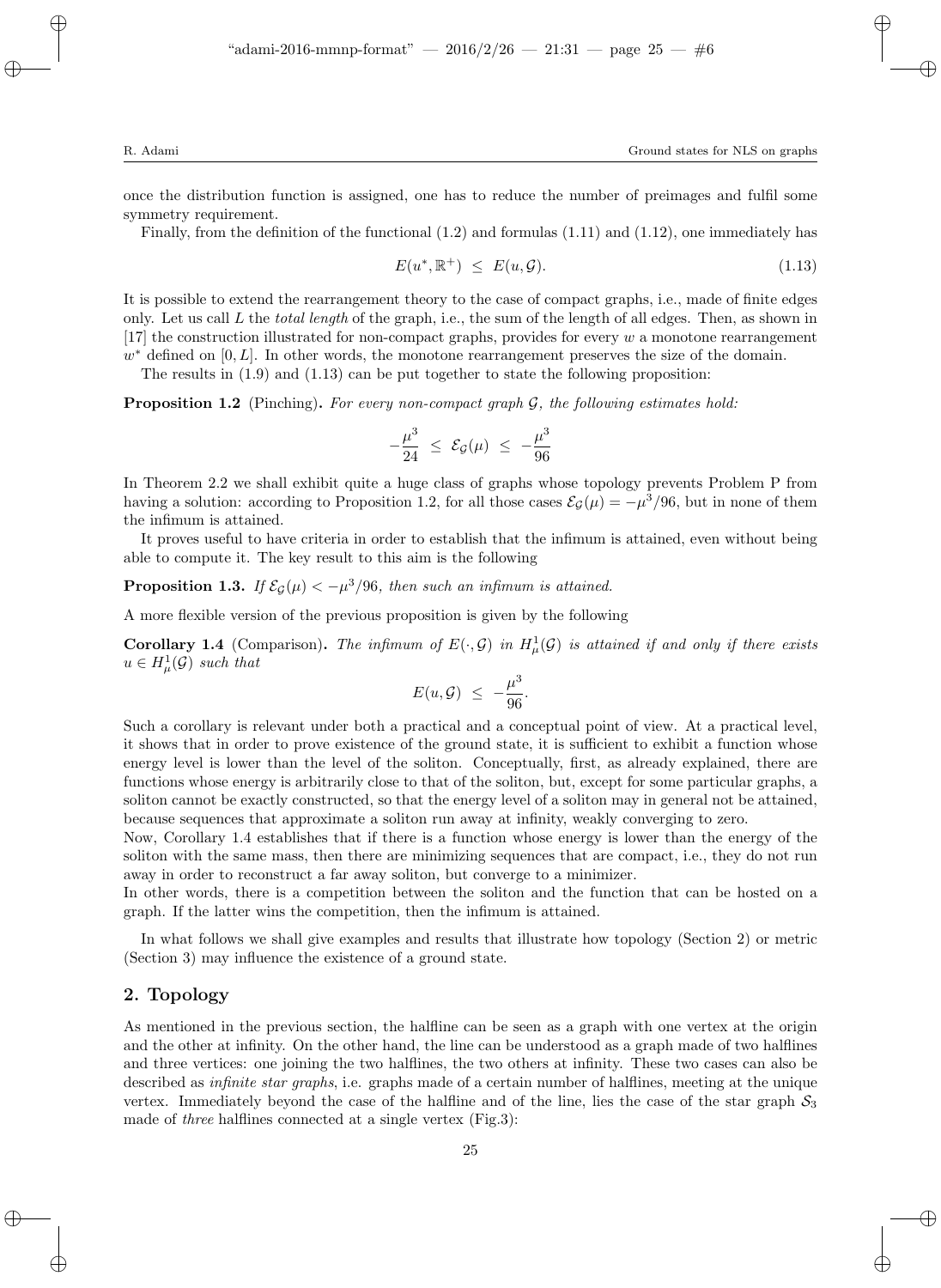once the distribution function is assigned, one has to reduce the number of preimages and fulfil some symmetry requirement.

Finally, from the definition of the functional (1.2) and formulas (1.11) and (1.12), one immediately has

$$E(u^*, \mathbb{R}^+) \;\leq\; E(u, \mathcal{G}). \tag{1.13}$$

It is possible to extend the rearrangement theory to the case of compact graphs, i.e., made of finite edges only. Let us call $L$ the *total length* of the graph, i.e., the sum of the length of all edges. Then, as shown in [17] the construction illustrated for non-compact graphs, provides for every $w$ a monotone rearrangement $w^*$ defined on $[0, L]$. In other words, the monotone rearrangement preserves the size of the domain.

The results in (1.9) and (1.13) can be put together to state the following proposition:

**Proposition 1.2** (Pinching)**.** *For every non-compact graph $\mathcal{G}$, the following estimates hold:*

$$-\frac{\mu^3}{24} \;\leq\; \mathcal{E}_{\mathcal{G}}(\mu) \;\leq\; -\frac{\mu^3}{96}$$

In Theorem 2.2 we shall exhibit quite a huge class of graphs whose topology prevents Problem P from having a solution: according to Proposition 1.2, for all those cases $\mathcal{E}_{\mathcal{G}}(\mu) = -\mu^3/96$, but in none of them the infimum is attained.

It proves useful to have criteria in order to establish that the infimum is attained, even without being able to compute it. The key result to this aim is the following

**Proposition 1.3.** *If $\mathcal{E}_{\mathcal{G}}(\mu) < -\mu^3/96$, then such an infimum is attained.*

A more flexible version of the previous proposition is given by the following

**Corollary 1.4** (Comparison)**.** *The infimum of $E(\cdot, \mathcal{G})$ in $H^1_\mu(\mathcal{G})$ is attained if and only if there exists $u \in H^1_\mu(\mathcal{G})$ such that*

$$E(u, \mathcal{G}) \;\leq\; -\frac{\mu^3}{96}.$$

Such a corollary is relevant under both a practical and a conceptual point of view. At a practical level, it shows that in order to prove existence of the ground state, it is sufficient to exhibit a function whose energy level is lower than the level of the soliton. Conceptually, first, as already explained, there are functions whose energy is arbitrarily close to that of the soliton, but, except for some particular graphs, a soliton cannot be exactly constructed, so that the energy level of a soliton may in general not be attained, because sequences that approximate a soliton run away at infinity, weakly converging to zero.

Now, Corollary 1.4 establishes that if there is a function whose energy is lower than the energy of the soliton with the same mass, then there are minimizing sequences that are compact, i.e., they do not run away in order to reconstruct a far away soliton, but converge to a minimizer.

In other words, there is a competition between the soliton and the function that can be hosted on a graph. If the latter wins the competition, then the infimum is attained.

In what follows we shall give examples and results that illustrate how topology (Section 2) or metric (Section 3) may influence the existence of a ground state.

## 2. Topology

As mentioned in the previous section, the halfline can be seen as a graph with one vertex at the origin and the other at infinity. On the other hand, the line can be understood as a graph made of two halflines and three vertices: one joining the two halflines, the two others at infinity. These two cases can also be described as *infinite star graphs*, i.e. graphs made of a certain number of halflines, meeting at the unique vertex. Immediately beyond the case of the halfline and of the line, lies the case of the star graph $\mathcal{S}_3$ made of *three* halflines connected at a single vertex (Fig.3):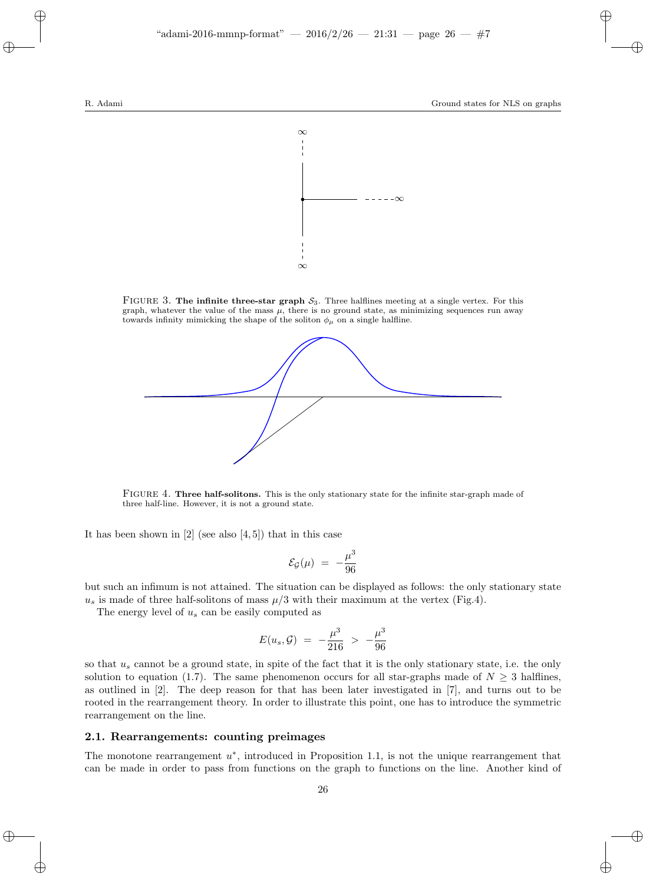FIGURE 3. **The infinite three-star graph $\mathcal{S}_3$.** Three halflines meeting at a single vertex. For this graph, whatever the value of the mass $\mu$, there is no ground state, as minimizing sequences run away towards infinity mimicking the shape of the soliton $\phi_\mu$ on a single halfline.

FIGURE 4. **Three half-solitons.** This is the only stationary state for the infinite star-graph made of three half-line. However, it is not a ground state.

It has been shown in [2] (see also [4, 5]) that in this case

$$\mathcal{E}_{\mathcal{G}}(\mu) \;=\; -\frac{\mu^3}{96}$$

but such an infimum is not attained. The situation can be displayed as follows: the only stationary state $u_s$ is made of three half-solitons of mass $\mu/3$ with their maximum at the vertex (Fig.4).

The energy level of $u_s$ can be easily computed as

$$E(u_s, \mathcal{G}) \;=\; -\frac{\mu^3}{216} \;>\; -\frac{\mu^3}{96}$$

so that $u_s$ cannot be a ground state, in spite of the fact that it is the only stationary state, i.e. the only solution to equation (1.7). The same phenomenon occurs for all star-graphs made of $N \geq 3$ halflines, as outlined in [2]. The deep reason for that has been later investigated in [7], and turns out to be rooted in the rearrangement theory. In order to illustrate this point, one has to introduce the symmetric rearrangement on the line.

### 2.1. Rearrangements: counting preimages

The monotone rearrangement $u^*$, introduced in Proposition 1.1, is not the unique rearrangement that can be made in order to pass from functions on the graph to functions on the line. Another kind of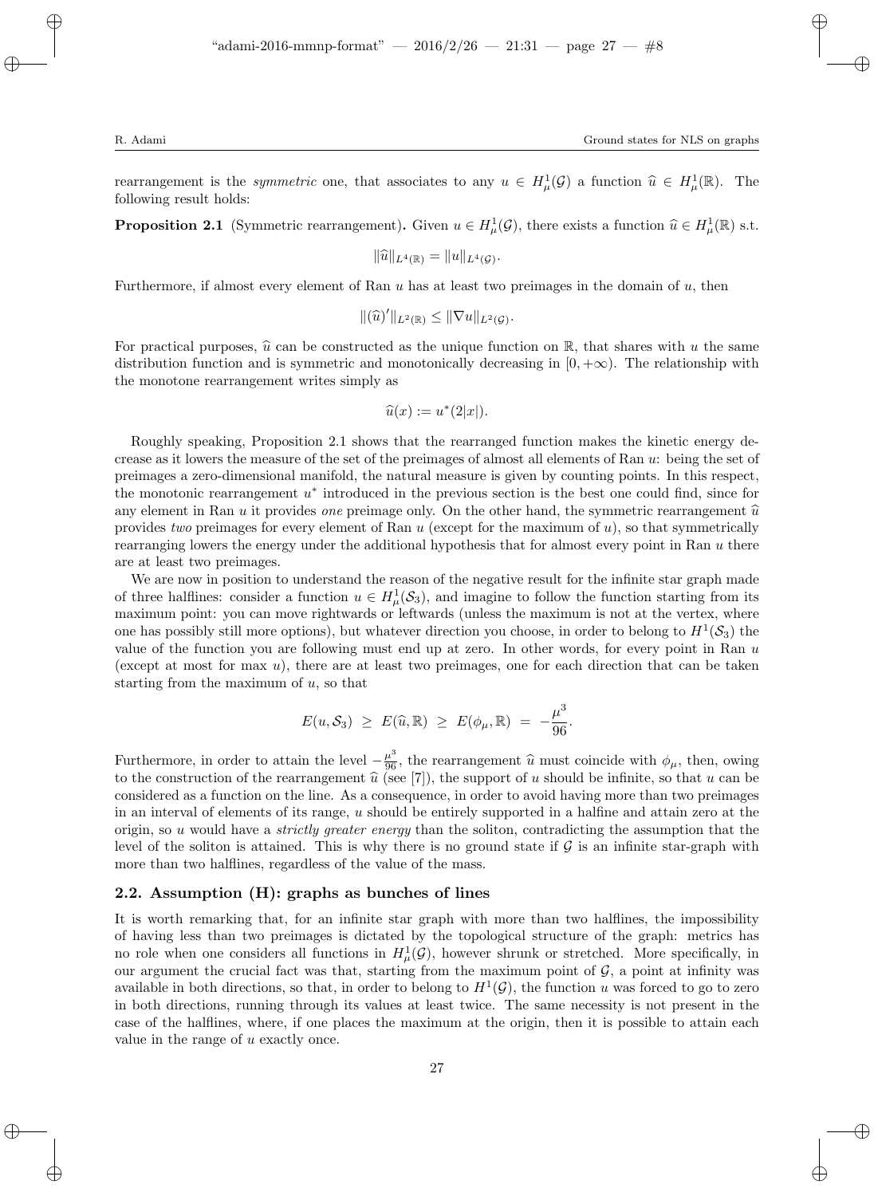rearrangement is the *symmetric* one, that associates to any $u \in H^1_\mu(\mathcal{G})$ a function $\widehat{u} \in H^1_\mu(\mathbb{R})$. The following result holds:

**Proposition 2.1** (Symmetric rearrangement)**.** Given $u \in H^1_\mu(\mathcal{G})$, there exists a function $\widehat{u} \in H^1_\mu(\mathbb{R})$ s.t.

$$\|\widehat{u}\|_{L^4(\mathbb{R})} = \|u\|_{L^4(\mathcal{G})}.$$

Furthermore, if almost every element of Ran $u$ has at least two preimages in the domain of $u$, then

$$\|(\widehat{u})'\|_{L^2(\mathbb{R})} \leq \|\nabla u\|_{L^2(\mathcal{G})}.$$

For practical purposes, $\widehat{u}$ can be constructed as the unique function on $\mathbb{R}$, that shares with $u$ the same distribution function and is symmetric and monotonically decreasing in $[0, +\infty)$. The relationship with the monotone rearrangement writes simply as

$$\widehat{u}(x) := u^*(2|x|).$$

Roughly speaking, Proposition 2.1 shows that the rearranged function makes the kinetic energy decrease as it lowers the measure of the set of the preimages of almost all elements of Ran $u$: being the set of preimages a zero-dimensional natural manifold, the natural measure is given by counting points. In this respect, the monotonic rearrangement $u^*$ introduced in the previous section is the best one could find, since for any element in Ran $u$ it provides *one* preimage only. On the other hand, the symmetric rearrangement $\widehat{u}$ provides *two* preimages for every element of Ran $u$ (except for the maximum of $u$), so that symmetrically rearranging lowers the energy under the additional hypothesis that for almost every point in Ran $u$ there are at least two preimages.

We are now in position to understand the reason of the negative result for the infinite star graph made of three halflines: consider a function $u \in H^1_\mu(\mathcal{S}_3)$, and imagine to follow the function starting from its maximum point: you can move rightwards or leftwards (unless the maximum is not at the vertex, where one has possibly still more options), but whatever direction you choose, in order to belong to $H^1(\mathcal{S}_3)$ the value of the function you are following must end up at zero. In other words, for every point in Ran $u$ (except at most for max $u$), there are at least two preimages, one for each direction that can be taken starting from the maximum of $u$, so that

$$E(u, \mathcal{S}_3) \;\geq\; E(\widehat{u}, \mathbb{R}) \;\geq\; E(\phi_\mu, \mathbb{R}) \;=\; -\frac{\mu^3}{96}.$$

Furthermore, in order to attain the level $-\frac{\mu^3}{96}$, the rearrangement $\widehat{u}$ must coincide with $\phi_\mu$, then, owing to the construction of the rearrangement $\widehat{u}$ (see [7]), the support of $u$ should be infinite, so that $u$ can be considered as a function on the line. As a consequence, in order to avoid having more than two preimages in an interval of elements of its range, $u$ should be entirely supported in a halfine and attain zero at the origin, so $u$ would have a *strictly greater energy* than the soliton, contradicting the assumption that the level of the soliton is attained. This is why there is no ground state if $\mathcal{G}$ is an infinite star-graph with more than two halflines, regardless of the value of the mass.

### 2.2. Assumption (H): graphs as bunches of lines

It is worth remarking that, for an infinite star graph with more than two halflines, the impossibility of having less than two preimages is dictated by the topological structure of the graph: metrics has no role when one considers all functions in $H^1_\mu(\mathcal{G})$, however shrunk or stretched. More specifically, in our argument the crucial fact was that, starting from the maximum point of $\mathcal{G}$, a point at infinity was available in both directions, so that, in order to belong to $H^1(\mathcal{G})$, the function $u$ was forced to go to zero in both directions, running through its values at least twice. The same necessity is not present in the case of the halflines, where, if one places the maximum at the origin, then it is possible to attain each value in the range of $u$ exactly once.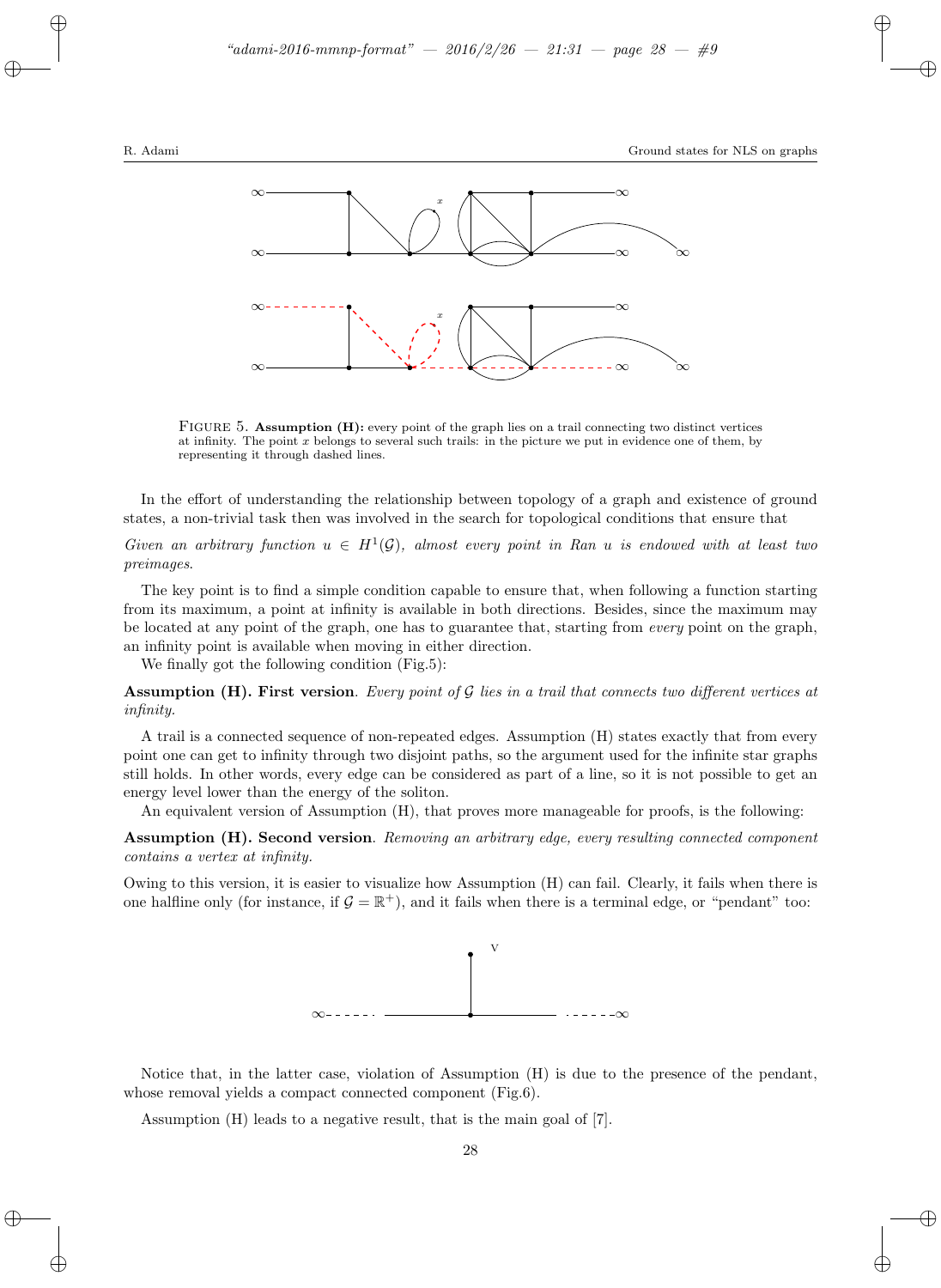FIGURE 5. **Assumption (H):** every point of the graph lies on a trail connecting two distinct vertices at infinity. The point $x$ belongs to several such trails: in the picture we put in evidence one of them, by representing it through dashed lines.

In the effort of understanding the relationship between topology of a graph and existence of ground states, a non-trivial task then was involved in the search for topological conditions that ensure that

*Given an arbitrary function $u \in H^1(\mathcal{G})$, almost every point in Ran $u$ is endowed with at least two preimages.*

The key point is to find a simple condition capable to ensure that, when following a function starting from its maximum, a point at infinity is available in both directions. Besides, since the maximum may be located at any point of the graph, one has to guarantee that, starting from *every* point on the graph, an infinity point is available when moving in either direction.

We finally got the following condition (Fig.5):

**Assumption (H). First version**. *Every point of $\mathcal{G}$ lies in a trail that connects two different vertices at infinity.*

A trail is a connected sequence of non-repeated edges. Assumption (H) states exactly that from every point one can get to infinity through two disjoint paths, so the argument used for the infinite star graphs still holds. In other words, every edge can be considered as part of a line, so it is not possible to get an energy level lower than the energy of the soliton.

An equivalent version of Assumption (H), that proves more manageable for proofs, is the following:

**Assumption (H). Second version**. *Removing an arbitrary edge, every resulting connected component contains a vertex at infinity.*

Owing to this version, it is easier to visualize how Assumption (H) can fail. Clearly, it fails when there is one halfline only (for instance, if $\mathcal{G} = \mathbb{R}^+$), and it fails when there is a terminal edge, or "pendant" too:

Notice that, in the latter case, violation of Assumption (H) is due to the presence of the pendant, whose removal yields a compact connected component (Fig.6).

Assumption (H) leads to a negative result, that is the main goal of [7].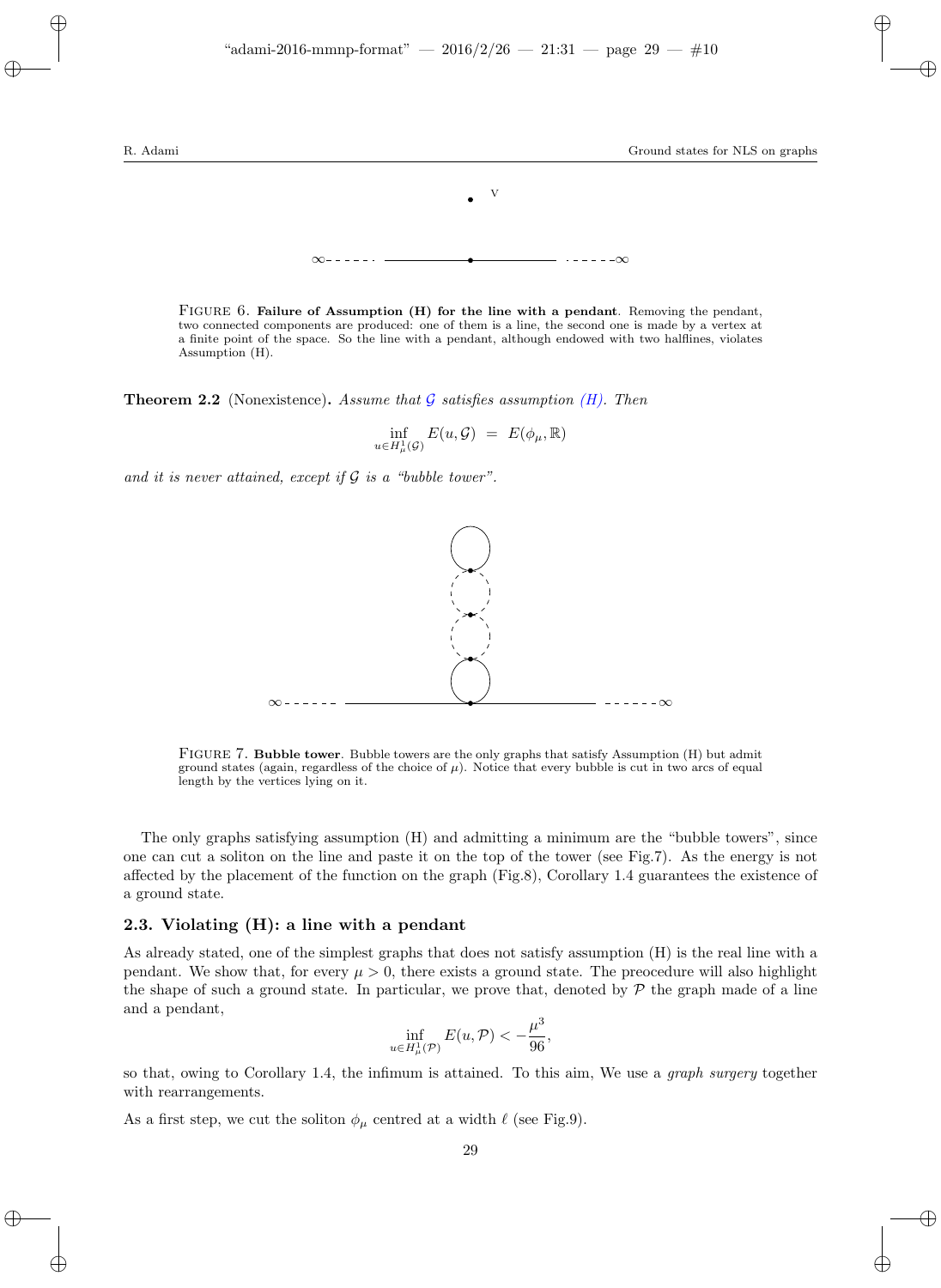FIGURE 6. **Failure of Assumption (H) for the line with a pendant**. Removing the pendant, two connected components are produced: one of them is a line, the second one is made by a vertex at a finite point of the space. So the line with a pendant, although endowed with two halflines, violates Assumption (H).

**Theorem 2.2** (Nonexistence)**.** *Assume that $\mathcal{G}$ satisfies assumption (H). Then*

$$\inf_{u \in H^1_\mu(\mathcal{G})} E(u, \mathcal{G}) \; = \; E(\phi_\mu, \mathbb{R})$$

*and it is never attained, except if $\mathcal{G}$ is a "bubble tower".*

FIGURE 7. **Bubble tower**. Bubble towers are the only graphs that satisfy Assumption (H) but admit ground states (again, regardless of the choice of $\mu$). Notice that every bubble is cut in two arcs of equal length by the vertices lying on it.

The only graphs satisfying assumption (H) and admitting a minimum are the "bubble towers", since one can cut a soliton on the line and paste it on the top of the tower (see Fig.7). As the energy is not affected by the placement of the function on the graph (Fig.8), Corollary 1.4 guarantees the existence of a ground state.

### 2.3. Violating (H): a line with a pendant

As already stated, one of the simplest graphs that does not satisfy assumption (H) is the real line with a pendant. We show that, for every $\mu > 0$, there exists a ground state. The preocedure will also highlight the shape of such a ground state. In particular, we prove that, denoted by $\mathcal{P}$ the graph made of a line and a pendant,

$$\inf_{u \in H^1_\mu(\mathcal{P})} E(u, \mathcal{P}) < -\frac{\mu^3}{96},$$

so that, owing to Corollary 1.4, the infimum is attained. To this aim, We use a *graph surgery* together with rearrangements.

As a first step, we cut the soliton $\phi_\mu$ centred at a width $\ell$ (see Fig.9).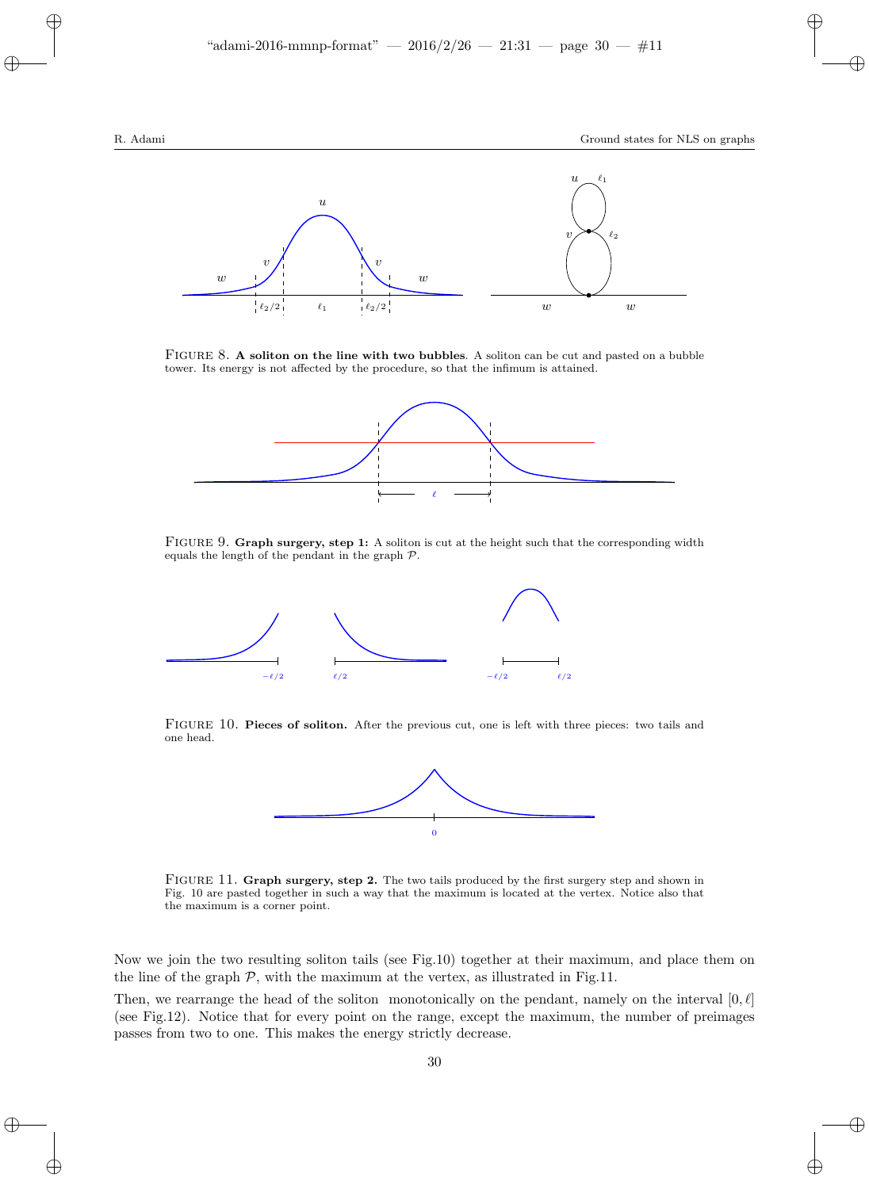FIGURE 8. **A soliton on the line with two bubbles**. A soliton can be cut and pasted on a bubble tower. Its energy is not affected by the procedure, so that the infimum is attained.

FIGURE 9. **Graph surgery, step 1:** A soliton is cut at the height such that the corresponding width equals the length of the pendant in the graph $\mathcal{P}$.

FIGURE 10. **Pieces of soliton.** After the previous cut, one is left with three pieces: two tails and one head.

FIGURE 11. **Graph surgery, step 2.** The two tails produced by the first surgery step and shown in Fig. 10 are pasted together in such a way that the maximum is located at the vertex. Notice also that the maximum is a corner point.

Now we join the two resulting soliton tails (see Fig.10) together at their maximum, and place them on the line of the graph $\mathcal{P}$, with the maximum at the vertex, as illustrated in Fig.11.

Then, we rearrange the head of the soliton monotonically on the pendant, namely on the interval $[0, \ell]$ (see Fig.12). Notice that for every point on the range, except the maximum, the number of preimages passes from two to one. This makes the energy strictly decrease.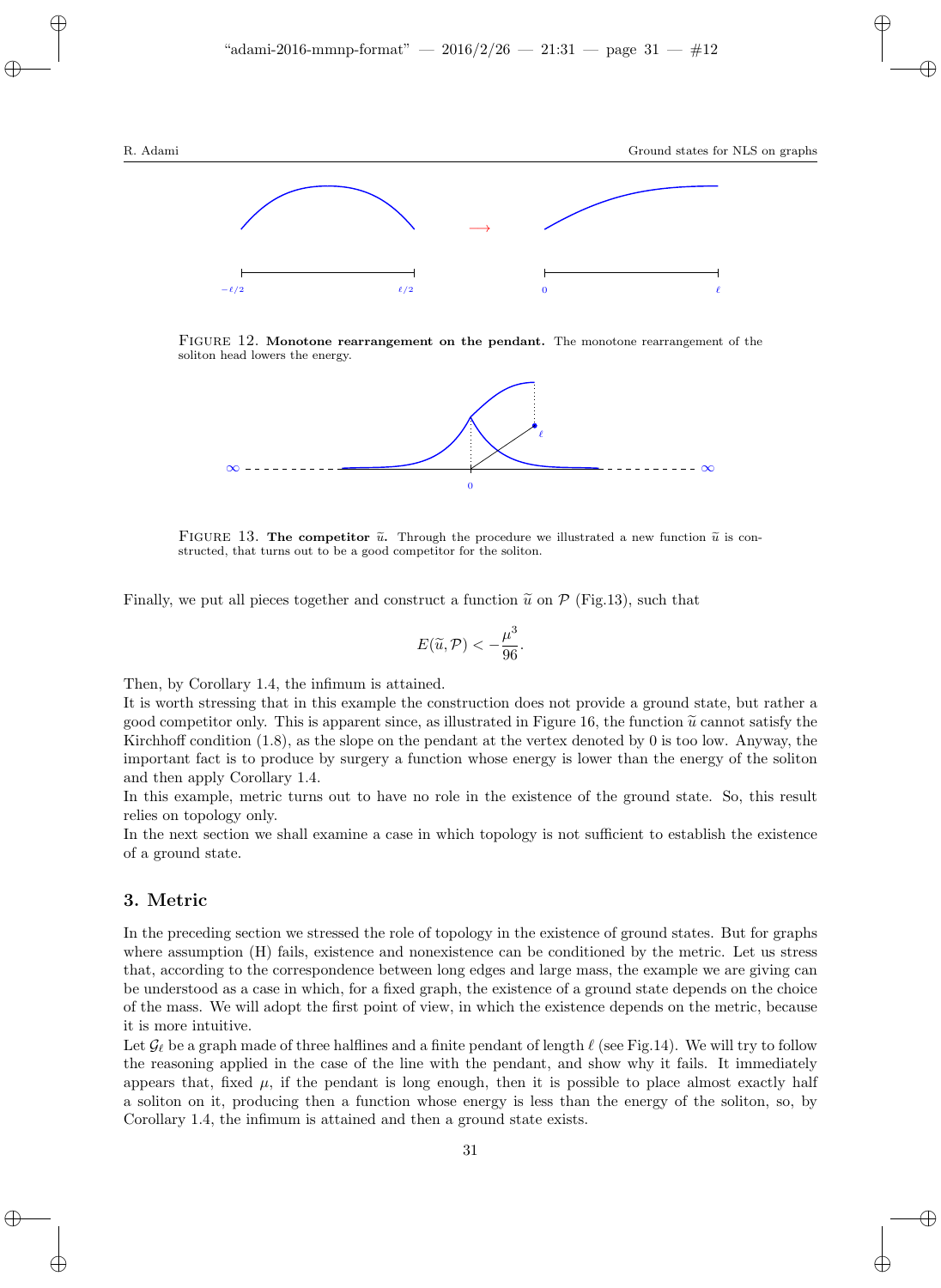FIGURE 12. **Monotone rearrangement on the pendant.** The monotone rearrangement of the soliton head lowers the energy.

FIGURE 13. **The competitor $\widetilde{u}$.** Through the procedure we illustrated a new function $\widetilde{u}$ is constructed, that turns out to be a good competitor for the soliton.

Finally, we put all pieces together and construct a function $\widetilde{u}$ on $\mathcal{P}$ (Fig.13), such that

$$E(\widetilde{u}, \mathcal{P}) < -\frac{\mu^3}{96}.$$

Then, by Corollary 1.4, the infimum is attained.

It is worth stressing that in this example the construction does not provide a ground state, but rather a good competitor only. This is apparent since, as illustrated in Figure 16, the function $\widetilde{u}$ cannot satisfy the Kirchhoff condition (1.8), as the slope on the pendant at the vertex denoted by 0 is too low. Anyway, the important fact is to produce by surgery a function whose energy is lower than the energy of the soliton and then apply Corollary 1.4.

In this example, metric turns out to have no role in the existence of the ground state. So, this result relies on topology only.

In the next section we shall examine a case in which topology is not sufficient to establish the existence of a ground state.

## 3. Metric

In the preceding section we stressed the role of topology in the existence of ground states. But for graphs where assumption (H) fails, existence and nonexistence can be conditioned by the metric. Let us stress that, according to the correspondence between long edges and large mass, the example we are giving can be understood as a case in which, for a fixed graph, the existence of a ground state depends on the choice of the mass. We will adopt the first point of view, in which the existence depends on the metric, because it is more intuitive.

Let $\mathcal{G}_\ell$ be a graph made of three halflines and a finite pendant of length $\ell$ (see Fig.14). We will try to follow the reasoning applied in the case of the line with the pendant, and show why it fails. It immediately appears that, fixed $\mu$, if the pendant is long enough, then it is possible to place almost exactly half a soliton on it, producing then a function whose energy is less than the energy of the soliton, so, by Corollary 1.4, the infimum is attained and then a ground state exists.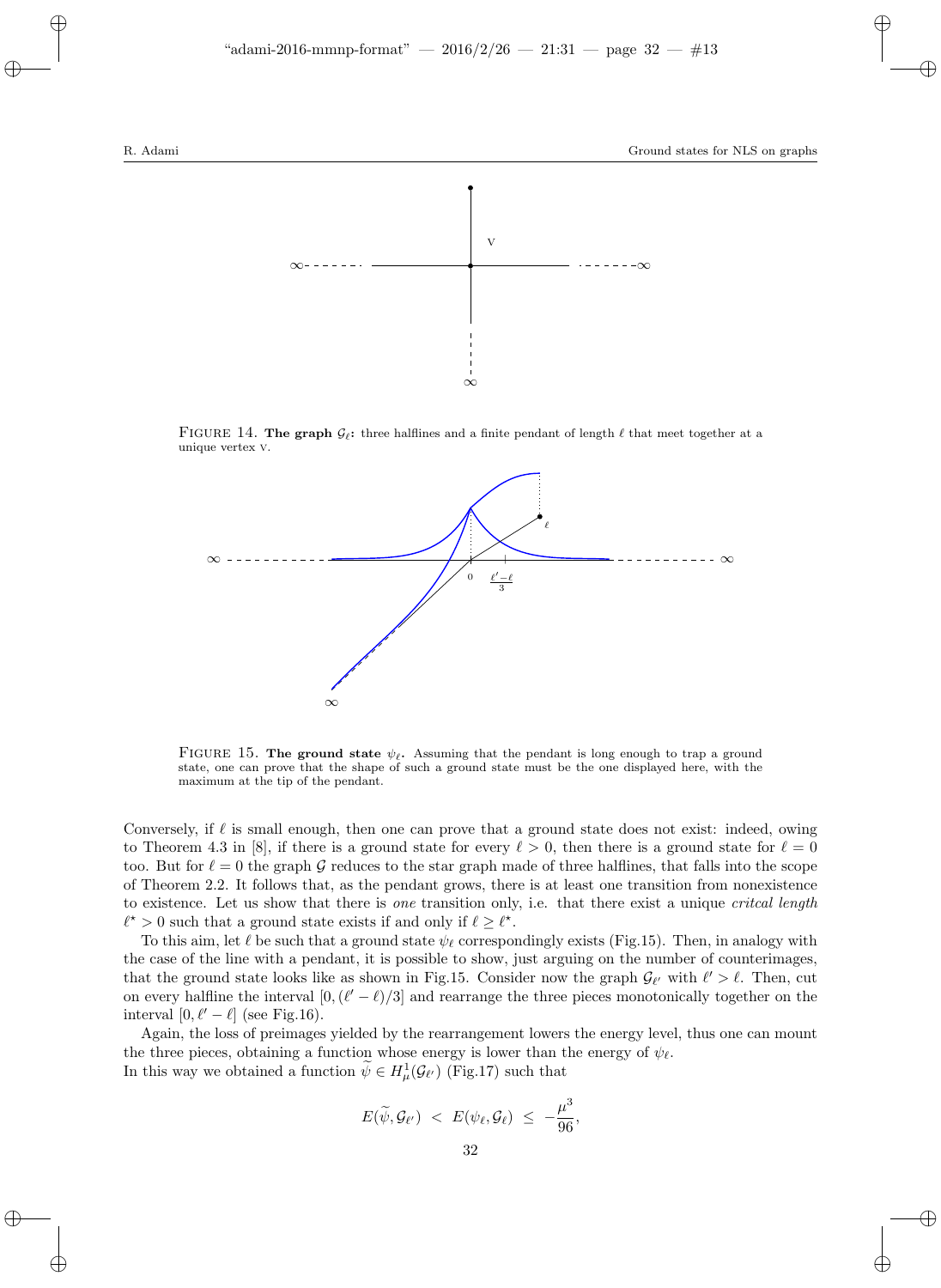FIGURE 14. **The graph $\mathcal{G}_\ell$:** three halflines and a finite pendant of length $\ell$ that meet together at a unique vertex V.

FIGURE 15. **The ground state $\psi_\ell$.** Assuming that the pendant is long enough to trap a ground state, one can prove that the shape of such a ground state must be the one displayed here, with the maximum at the tip of the pendant.

Conversely, if $\ell$ is small enough, then one can prove that a ground state does not exist: indeed, owing to Theorem 4.3 in [8], if there is a ground state for every $\ell > 0$, then there is a ground state for $\ell = 0$ too. But for $\ell = 0$ the graph $\mathcal{G}$ reduces to the star graph made of three halflines, that falls into the scope of Theorem 2.2. It follows that, as the pendant grows, there is at least one transition from nonexistence to existence. Let us show that there is *one* transition only, i.e. that there exist a unique *critcal length* $\ell^\star > 0$ such that a ground state exists if and only if $\ell \geq \ell^\star$.

To this aim, let $\ell$ be such that a ground state $\psi_\ell$ correspondingly exists (Fig.15). Then, in analogy with the case of the line with a pendant, it is possible to show, just arguing on the number of counterimages, that the ground state looks like as shown in Fig.15. Consider now the graph $\mathcal{G}_{\ell'}$ with $\ell' > \ell$. Then, cut on every halfline the interval $[0, (\ell' - \ell)/3]$ and rearrange the three pieces monotonically together on the interval $[0, \ell' - \ell]$ (see Fig.16).

Again, the loss of preimages yielded by the rearrangement lowers the energy level, thus one can mount the three pieces, obtaining a function whose energy is lower than the energy of $\psi_\ell$.
In this way we obtained a function $\widetilde{\psi} \in H^1_\mu(\mathcal{G}_{\ell'})$ (Fig.17) such that

$$E(\widetilde{\psi}, \mathcal{G}_{\ell'}) \; < \; E(\psi_\ell, \mathcal{G}_\ell) \; \leq \; -\frac{\mu^3}{96},$$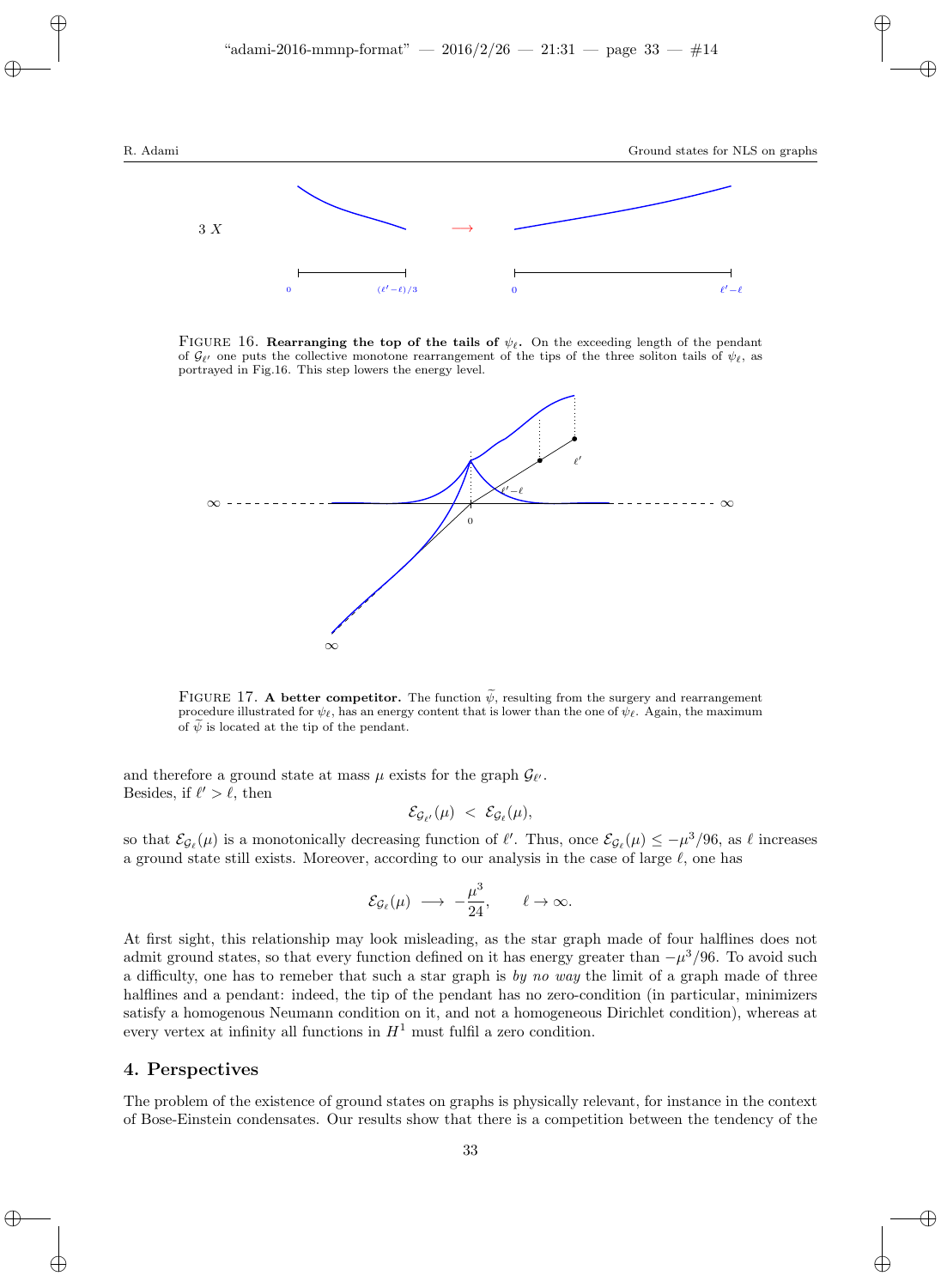FIGURE 16. **Rearranging the top of the tails of $\psi_\ell$.** On the exceeding length of the pendant of $\mathcal{G}_{\ell'}$ one puts the collective monotone rearrangement of the tips of the three soliton tails of $\psi_\ell$, as portrayed in Fig.16. This step lowers the energy level.

FIGURE 17. **A better competitor.** The function $\widetilde{\psi}$, resulting from the surgery and rearrangement procedure illustrated for $\psi_\ell$, has an energy content that is lower than the one of $\psi_\ell$. Again, the maximum of $\widetilde{\psi}$ is located at the tip of the pendant.

and therefore a ground state at mass $\mu$ exists for the graph $\mathcal{G}_{\ell'}$.
Besides, if $\ell' > \ell$, then

$$\mathcal{E}_{\mathcal{G}_{\ell'}}(\mu) \; < \; \mathcal{E}_{\mathcal{G}_\ell}(\mu),$$

so that $\mathcal{E}_{\mathcal{G}_\ell}(\mu)$ is a monotonically decreasing function of $\ell'$. Thus, once $\mathcal{E}_{\mathcal{G}_\ell}(\mu) \leq -\mu^3/96$, as $\ell$ increases a ground state still exists. Moreover, according to our analysis in the case of large $\ell$, one has

$$\mathcal{E}_{\mathcal{G}_\ell}(\mu) \; \longrightarrow \; -\frac{\mu^3}{24}, \qquad \ell \to \infty.$$

At first sight, this relationship may look misleading, as the star graph made of four halflines does not admit ground states, so that every function defined on it has energy greater than $-\mu^3/96$. To avoid such a difficulty, one has to remeber that such a star graph is *by no way* the limit of a graph made of three halflines and a pendant: indeed, the tip of the pendant has no zero-condition (in particular, minimizers satisfy a homogenous Neumann condition on it, and not a homogeneous Dirichlet condition), whereas at every vertex at infinity all functions in $H^1$ must fulfil a zero condition.

## 4. Perspectives

The problem of the existence of ground states on graphs is physically relevant, for instance in the context of Bose-Einstein condensates. Our results show that there is a competition between the tendency of the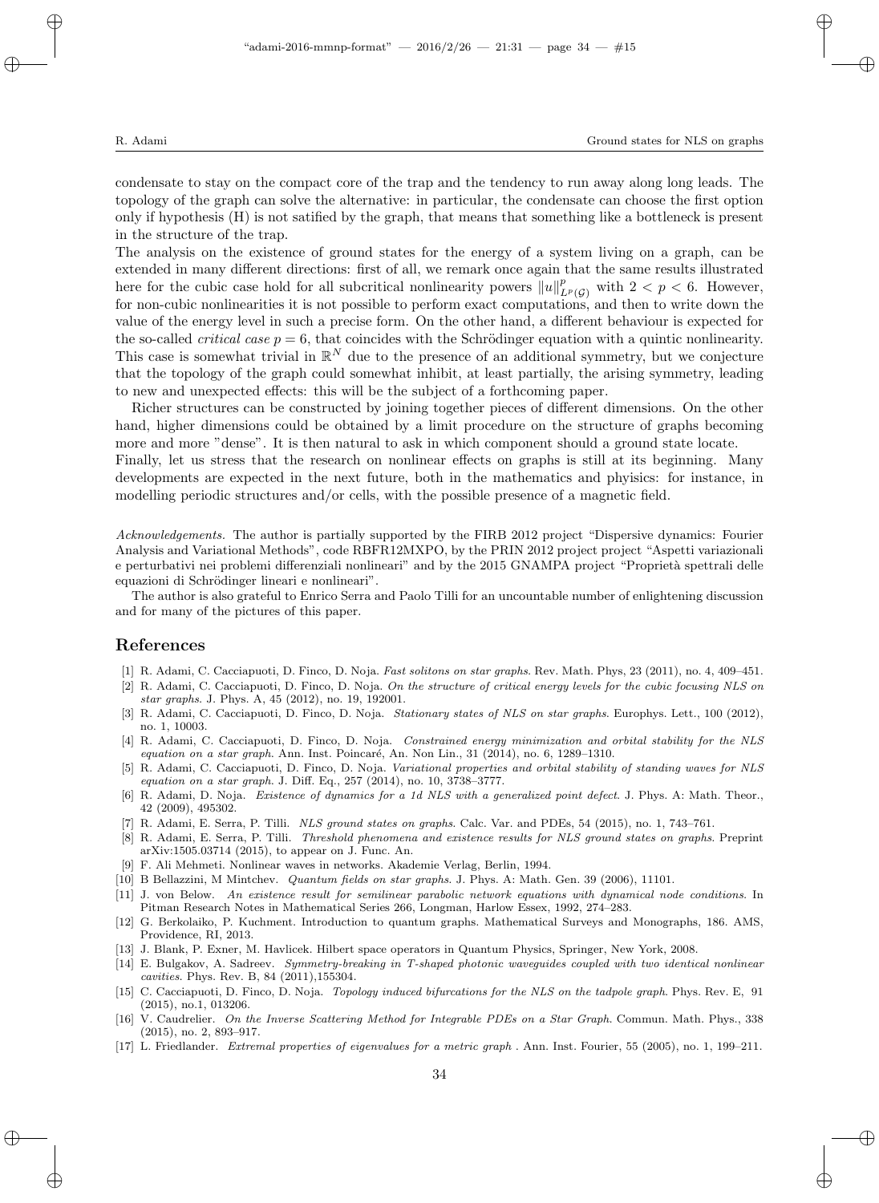condensate to stay on the compact core of the trap and the tendency to run away along long leads. The topology of the graph can solve the alternative: in particular, the condensate can choose the first option only if hypothesis (H) is not satified by the graph, that means that something like a bottleneck is present in the structure of the trap.

The analysis on the existence of ground states for the energy of a system living on a graph, can be extended in many different directions: first of all, we remark once again that the same results illustrated here for the cubic case hold for all subcritical nonlinearity powers $\|u\|^p_{L^p(\mathcal{G})}$ with $2 < p < 6$. However, for non-cubic nonlinearities it is not possible to perform exact computations, and then to write down the value of the energy level in such a precise form. On the other hand, a different behaviour is expected for the so-called *critical case* $p = 6$, that coincides with the Schrödinger equation with a quintic nonlinearity. This case is somewhat trivial in $\mathbb{R}^N$ due to the presence of an additional symmetry, but we conjecture that the topology of the graph could somewhat inhibit, at least partially, the arising symmetry, leading to new and unexpected effects: this will be the subject of a forthcoming paper.

Richer structures can be constructed by joining together pieces of different dimensions. On the other hand, higher dimensions could be obtained by a limit procedure on the structure of graphs becoming more and more "dense". It is then natural to ask in which component should a ground state locate.

Finally, let us stress that the research on nonlinear effects on graphs is still at its beginning. Many developments are expected in the next future, both in the mathematics and phyisics: for instance, in modelling periodic structures and/or cells, with the possible presence of a magnetic field.

*Acknowledgements.* The author is partially supported by the FIRB 2012 project "Dispersive dynamics: Fourier Analysis and Variational Methods", code RBFR12MXPO, by the PRIN 2012 project project "Aspetti variazionali e perturbativi nei problemi differenziali nonlineari" and by the 2015 GNAMPA project "Proprietà spettrali delle equazioni di Schrödinger lineari e nonlineari".

The author is also grateful to Enrico Serra and Paolo Tilli for an uncountable number of enlightening discussion and for many of the pictures of this paper.

## References

[1] R. Adami, C. Cacciapuoti, D. Finco, D. Noja. *Fast solitons on star graphs*. Rev. Math. Phys, 23 (2011), no. 4, 409–451.

[2] R. Adami, C. Cacciapuoti, D. Finco, D. Noja. *On the structure of critical energy levels for the cubic focusing NLS on star graphs*. J. Phys. A, 45 (2012), no. 19, 192001.

[3] R. Adami, C. Cacciapuoti, D. Finco, D. Noja. *Stationary states of NLS on star graphs*. Europhys. Lett., 100 (2012), no. 1, 10003.

[4] R. Adami, C. Cacciapuoti, D. Finco, D. Noja. *Constrained energy minimization and orbital stability for the NLS equation on a star graph*. Ann. Inst. Poincaré, An. Non Lin., 31 (2014), no. 6, 1289–1310.

[5] R. Adami, C. Cacciapuoti, D. Finco, D. Noja. *Variational properties and orbital stability of standing waves for NLS equation on a star graph*. J. Diff. Eq., 257 (2014), no. 10, 3738–3777.

[6] R. Adami, D. Noja. *Existence of dynamics for a 1d NLS with a generalized point defect*. J. Phys. A: Math. Theor., 42 (2009), 495302.

[7] R. Adami, E. Serra, P. Tilli. *NLS ground states on graphs*. Calc. Var. and PDEs, 54 (2015), no. 1, 743–761.

[8] R. Adami, E. Serra, P. Tilli. *Threshold phenomena and existence results for NLS ground states on graphs*. Preprint arXiv:1505.03714 (2015), to appear on J. Func. An.

[9] F. Ali Mehmeti. Nonlinear waves in networks. Akademie Verlag, Berlin, 1994.

[10] B Bellazzini, M Mintchev. *Quantum fields on star graphs*. J. Phys. A: Math. Gen. 39 (2006), 11101.

[11] J. von Below. *An existence result for semilinear parabolic network equations with dynamical node conditions*. In Pitman Research Notes in Mathematical Series 266, Longman, Harlow Essex, 1992, 274–283.

[12] G. Berkolaiko, P. Kuchment. Introduction to quantum graphs. Mathematical Surveys and Monographs, 186. AMS, Providence, RI, 2013.

[13] J. Blank, P. Exner, M. Havlicek. Hilbert space operators in Quantum Physics, Springer, New York, 2008.

[14] E. Bulgakov, A. Sadreev. *Symmetry-breaking in T-shaped photonic waveguides coupled with two identical nonlinear cavities*. Phys. Rev. B, 84 (2011),155304.

[15] C. Cacciapuoti, D. Finco, D. Noja. *Topology induced bifurcations for the NLS on the tadpole graph*. Phys. Rev. E, 91 (2015), no.1, 013206.

[16] V. Caudrelier. *On the Inverse Scattering Method for Integrable PDEs on a Star Graph*. Commun. Math. Phys., 338 (2015), no. 2, 893–917.

[17] L. Friedlander. *Extremal properties of eigenvalues for a metric graph* . Ann. Inst. Fourier, 55 (2005), no. 1, 199–211.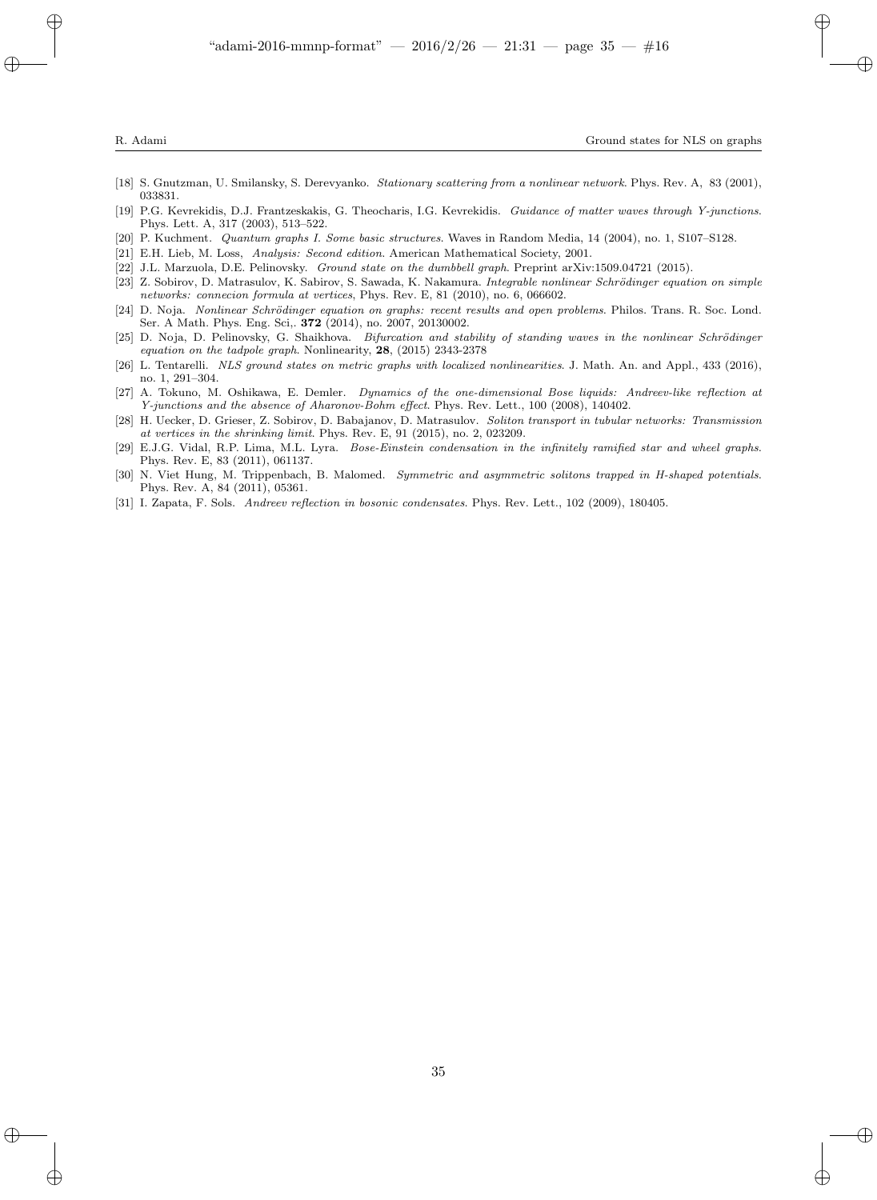[18] S. Gnutzman, U. Smilansky, S. Derevyanko. *Stationary scattering from a nonlinear network*. Phys. Rev. A, 83 (2001), 033831.

[19] P.G. Kevrekidis, D.J. Frantzeskakis, G. Theocharis, I.G. Kevrekidis. *Guidance of matter waves through Y-junctions*. Phys. Lett. A, 317 (2003), 513–522.

[20] P. Kuchment. *Quantum graphs I. Some basic structures*. Waves in Random Media, 14 (2004), no. 1, S107–S128.

[21] E.H. Lieb, M. Loss, *Analysis: Second edition*. American Mathematical Society, 2001.

[22] J.L. Marzuola, D.E. Pelinovsky. *Ground state on the dumbbell graph*. Preprint arXiv:1509.04721 (2015).

[23] Z. Sobirov, D. Matrasulov, K. Sabirov, S. Sawada, K. Nakamura. *Integrable nonlinear Schrödinger equation on simple networks: connecion formula at vertices*, Phys. Rev. E, 81 (2010), no. 6, 066602.

[24] D. Noja. *Nonlinear Schrödinger equation on graphs: recent results and open problems*. Philos. Trans. R. Soc. Lond. Ser. A Math. Phys. Eng. Sci,. **372** (2014), no. 2007, 20130002.

[25] D. Noja, D. Pelinovsky, G. Shaikhova. *Bifurcation and stability of standing waves in the nonlinear Schrödinger equation on the tadpole graph*. Nonlinearity, **28**, (2015) 2343-2378

[26] L. Tentarelli. *NLS ground states on metric graphs with localized nonlinearities*. J. Math. An. and Appl., 433 (2016), no. 1, 291–304.

[27] A. Tokuno, M. Oshikawa, E. Demler. *Dynamics of the one-dimensional Bose liquids: Andreev-like reflection at Y-junctions and the absence of Aharonov-Bohm effect*. Phys. Rev. Lett., 100 (2008), 140402.

[28] H. Uecker, D. Grieser, Z. Sobirov, D. Babajanov, D. Matrasulov. *Soliton transport in tubular networks: Transmission at vertices in the shrinking limit*. Phys. Rev. E, 91 (2015), no. 2, 023209.

[29] E.J.G. Vidal, R.P. Lima, M.L. Lyra. *Bose-Einstein condensation in the infinitely ramified star and wheel graphs*. Phys. Rev. E, 83 (2011), 061137.

[30] N. Viet Hung, M. Trippenbach, B. Malomed. *Symmetric and asymmetric solitons trapped in H-shaped potentials*. Phys. Rev. A, 84 (2011), 05361.

[31] I. Zapata, F. Sols. *Andreev reflection in bosonic condensates*. Phys. Rev. Lett., 102 (2009), 180405.